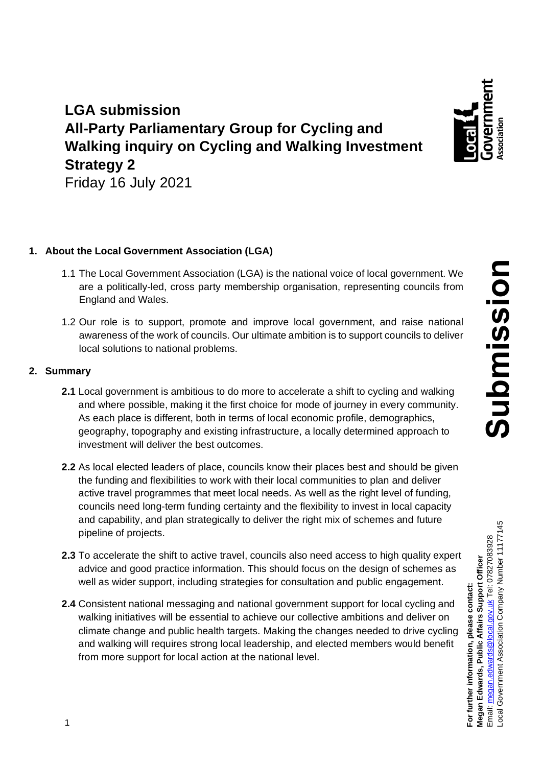# LGA submission
# All-Party Parliamentary Group for Cycling and Walking inquiry on Cycling and Walking Investment Strategy 2

Friday 16 July 2021

## 1. About the Local Government Association (LGA)

1.1 The Local Government Association (LGA) is the national voice of local government. We are a politically-led, cross party membership organisation, representing councils from England and Wales.

1.2 Our role is to support, promote and improve local government, and raise national awareness of the work of councils. Our ultimate ambition is to support councils to deliver local solutions to national problems.

## 2. Summary

**2.1** Local government is ambitious to do more to accelerate a shift to cycling and walking and where possible, making it the first choice for mode of journey in every community. As each place is different, both in terms of local economic profile, demographics, geography, topography and existing infrastructure, a locally determined approach to investment will deliver the best outcomes.

**2.2** As local elected leaders of place, councils know their places best and should be given the funding and flexibilities to work with their local communities to plan and deliver active travel programmes that meet local needs. As well as the right level of funding, councils need long-term funding certainty and the flexibility to invest in local capacity and capability, and plan strategically to deliver the right mix of schemes and future pipeline of projects.

**2.3** To accelerate the shift to active travel, councils also need access to high quality expert advice and good practice information. This should focus on the design of schemes as well as wider support, including strategies for consultation and public engagement.

**2.4** Consistent national messaging and national government support for local cycling and walking initiatives will be essential to achieve our collective ambitions and deliver on climate change and public health targets. Making the changes needed to drive cycling and walking will requires strong local leadership, and elected members would benefit from more support for local action at the national level.

**For further information, please contact:**
**Megan Edwards, Public Affairs Support Officer**
Email: megan.edwards@local.gov.uk Tel: 07827083928
Local Government Association Company Number 11177145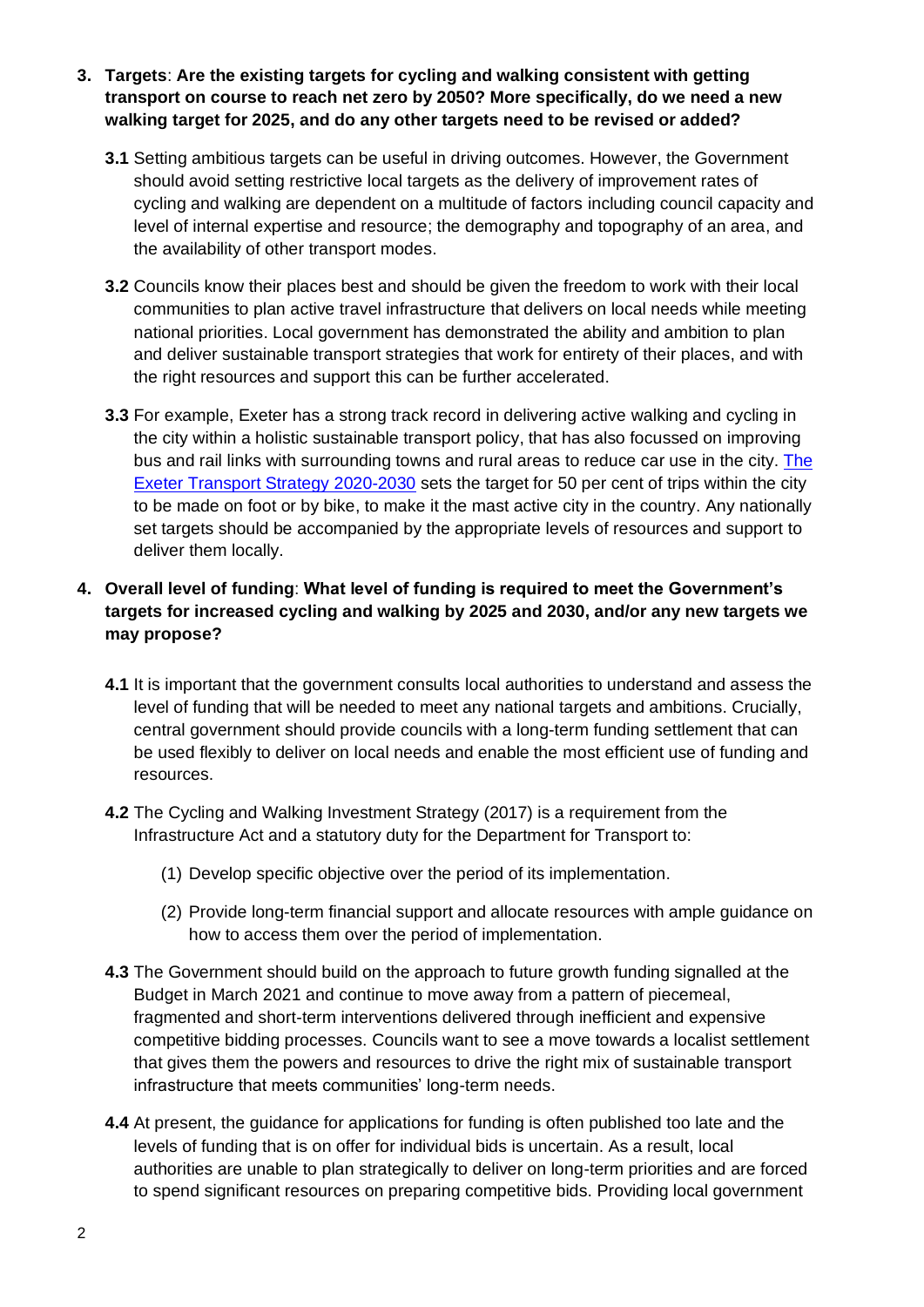3. **Targets**: **Are the existing targets for cycling and walking consistent with getting transport on course to reach net zero by 2050? More specifically, do we need a new walking target for 2025, and do any other targets need to be revised or added?**

   **3.1** Setting ambitious targets can be useful in driving outcomes. However, the Government should avoid setting restrictive local targets as the delivery of improvement rates of cycling and walking are dependent on a multitude of factors including council capacity and level of internal expertise and resource; the demography and topography of an area, and the availability of other transport modes.

   **3.2** Councils know their places best and should be given the freedom to work with their local communities to plan active travel infrastructure that delivers on local needs while meeting national priorities. Local government has demonstrated the ability and ambition to plan and deliver sustainable transport strategies that work for entirety of their places, and with the right resources and support this can be further accelerated.

   **3.3** For example, Exeter has a strong track record in delivering active walking and cycling in the city within a holistic sustainable transport policy, that has also focussed on improving bus and rail links with surrounding towns and rural areas to reduce car use in the city. The Exeter Transport Strategy 2020-2030 sets the target for 50 per cent of trips within the city to be made on foot or by bike, to make it the mast active city in the country. Any nationally set targets should be accompanied by the appropriate levels of resources and support to deliver them locally.

4. **Overall level of funding**: **What level of funding is required to meet the Government's targets for increased cycling and walking by 2025 and 2030, and/or any new targets we may propose?**

   **4.1** It is important that the government consults local authorities to understand and assess the level of funding that will be needed to meet any national targets and ambitions. Crucially, central government should provide councils with a long-term funding settlement that can be used flexibly to deliver on local needs and enable the most efficient use of funding and resources.

   **4.2** The Cycling and Walking Investment Strategy (2017) is a requirement from the Infrastructure Act and a statutory duty for the Department for Transport to:

   (1) Develop specific objective over the period of its implementation.

   (2) Provide long-term financial support and allocate resources with ample guidance on how to access them over the period of implementation.

   **4.3** The Government should build on the approach to future growth funding signalled at the Budget in March 2021 and continue to move away from a pattern of piecemeal, fragmented and short-term interventions delivered through inefficient and expensive competitive bidding processes. Councils want to see a move towards a localist settlement that gives them the powers and resources to drive the right mix of sustainable transport infrastructure that meets communities' long-term needs.

   **4.4** At present, the guidance for applications for funding is often published too late and the levels of funding that is on offer for individual bids is uncertain. As a result, local authorities are unable to plan strategically to deliver on long-term priorities and are forced to spend significant resources on preparing competitive bids. Providing local government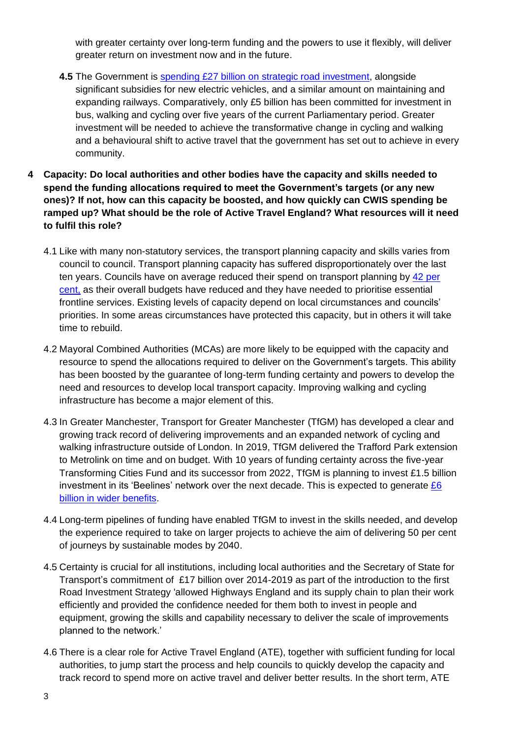with greater certainty over long-term funding and the powers to use it flexibly, will deliver greater return on investment now and in the future.

**4.5** The Government is spending £27 billion on strategic road investment, alongside significant subsidies for new electric vehicles, and a similar amount on maintaining and expanding railways. Comparatively, only £5 billion has been committed for investment in bus, walking and cycling over five years of the current Parliamentary period. Greater investment will be needed to achieve the transformative change in cycling and walking and a behavioural shift to active travel that the government has set out to achieve in every community.

**4 Capacity: Do local authorities and other bodies have the capacity and skills needed to spend the funding allocations required to meet the Government's targets (or any new ones)? If not, how can this capacity be boosted, and how quickly can CWIS spending be ramped up? What should be the role of Active Travel England? What resources will it need to fulfil this role?**

4.1 Like with many non-statutory services, the transport planning capacity and skills varies from council to council. Transport planning capacity has suffered disproportionately over the last ten years. Councils have on average reduced their spend on transport planning by 42 per cent, as their overall budgets have reduced and they have needed to prioritise essential frontline services. Existing levels of capacity depend on local circumstances and councils' priorities. In some areas circumstances have protected this capacity, but in others it will take time to rebuild.

4.2 Mayoral Combined Authorities (MCAs) are more likely to be equipped with the capacity and resource to spend the allocations required to deliver on the Government's targets. This ability has been boosted by the guarantee of long-term funding certainty and powers to develop the need and resources to develop local transport capacity. Improving walking and cycling infrastructure has become a major element of this.

4.3 In Greater Manchester, Transport for Greater Manchester (TfGM) has developed a clear and growing track record of delivering improvements and an expanded network of cycling and walking infrastructure outside of London. In 2019, TfGM delivered the Trafford Park extension to Metrolink on time and on budget. With 10 years of funding certainty across the five-year Transforming Cities Fund and its successor from 2022, TfGM is planning to invest £1.5 billion investment in its 'Beelines' network over the next decade. This is expected to generate £6 billion in wider benefits.

4.4 Long-term pipelines of funding have enabled TfGM to invest in the skills needed, and develop the experience required to take on larger projects to achieve the aim of delivering 50 per cent of journeys by sustainable modes by 2040.

4.5 Certainty is crucial for all institutions, including local authorities and the Secretary of State for Transport's commitment of £17 billion over 2014-2019 as part of the introduction to the first Road Investment Strategy 'allowed Highways England and its supply chain to plan their work efficiently and provided the confidence needed for them both to invest in people and equipment, growing the skills and capability necessary to deliver the scale of improvements planned to the network.'

4.6 There is a clear role for Active Travel England (ATE), together with sufficient funding for local authorities, to jump start the process and help councils to quickly develop the capacity and track record to spend more on active travel and deliver better results. In the short term, ATE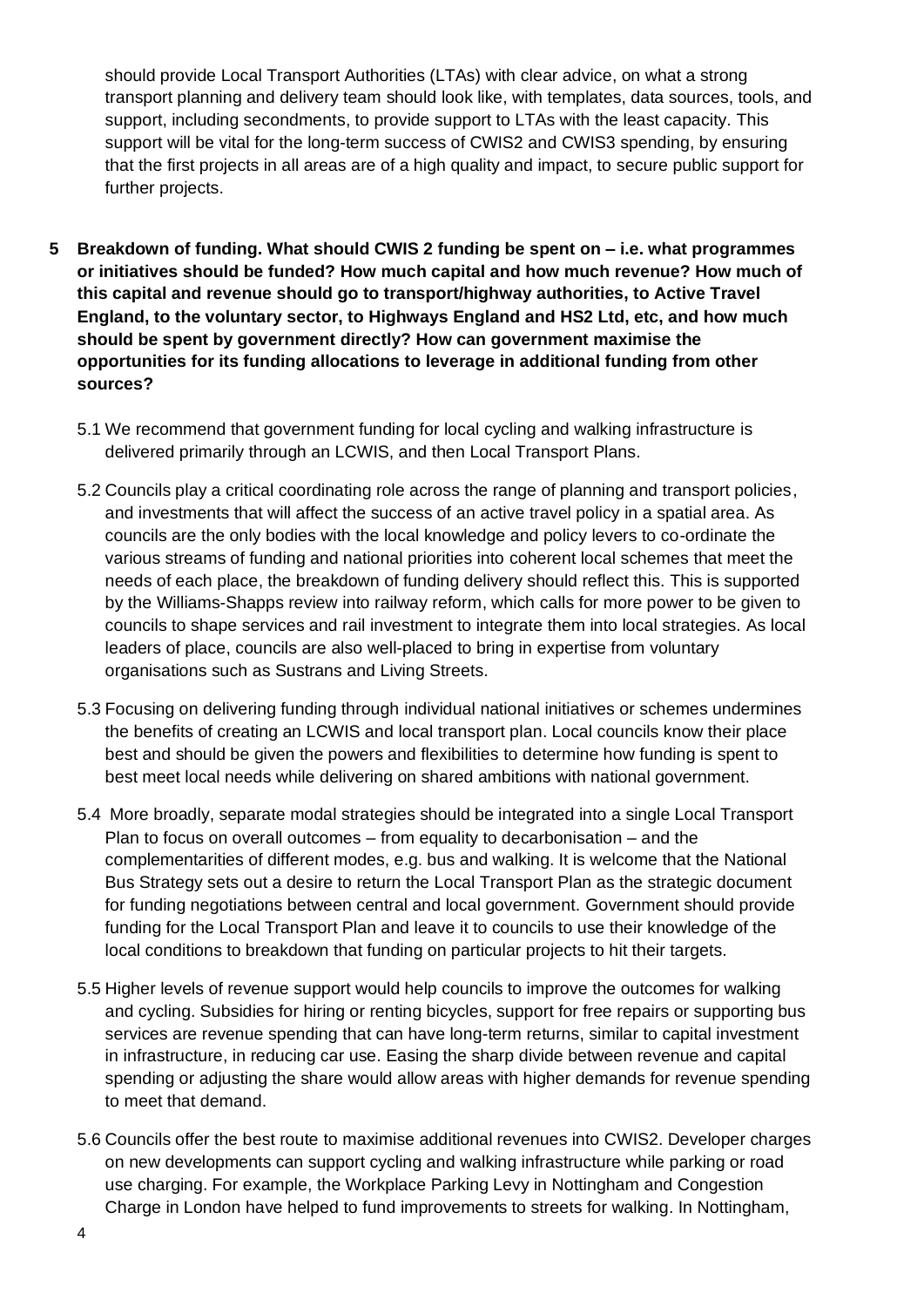should provide Local Transport Authorities (LTAs) with clear advice, on what a strong transport planning and delivery team should look like, with templates, data sources, tools, and support, including secondments, to provide support to LTAs with the least capacity. This support will be vital for the long-term success of CWIS2 and CWIS3 spending, by ensuring that the first projects in all areas are of a high quality and impact, to secure public support for further projects.

**5 Breakdown of funding. What should CWIS 2 funding be spent on – i.e. what programmes or initiatives should be funded? How much capital and how much revenue? How much of this capital and revenue should go to transport/highway authorities, to Active Travel England, to the voluntary sector, to Highways England and HS2 Ltd, etc, and how much should be spent by government directly? How can government maximise the opportunities for its funding allocations to leverage in additional funding from other sources?**

5.1 We recommend that government funding for local cycling and walking infrastructure is delivered primarily through an LCWIS, and then Local Transport Plans.

5.2 Councils play a critical coordinating role across the range of planning and transport policies, and investments that will affect the success of an active travel policy in a spatial area. As councils are the only bodies with the local knowledge and policy levers to co-ordinate the various streams of funding and national priorities into coherent local schemes that meet the needs of each place, the breakdown of funding delivery should reflect this. This is supported by the Williams-Shapps review into railway reform, which calls for more power to be given to councils to shape services and rail investment to integrate them into local strategies. As local leaders of place, councils are also well-placed to bring in expertise from voluntary organisations such as Sustrans and Living Streets.

5.3 Focusing on delivering funding through individual national initiatives or schemes undermines the benefits of creating an LCWIS and local transport plan. Local councils know their place best and should be given the powers and flexibilities to determine how funding is spent to best meet local needs while delivering on shared ambitions with national government.

5.4 More broadly, separate modal strategies should be integrated into a single Local Transport Plan to focus on overall outcomes – from equality to decarbonisation – and the complementarities of different modes, e.g. bus and walking. It is welcome that the National Bus Strategy sets out a desire to return the Local Transport Plan as the strategic document for funding negotiations between central and local government. Government should provide funding for the Local Transport Plan and leave it to councils to use their knowledge of the local conditions to breakdown that funding on particular projects to hit their targets.

5.5 Higher levels of revenue support would help councils to improve the outcomes for walking and cycling. Subsidies for hiring or renting bicycles, support for free repairs or supporting bus services are revenue spending that can have long-term returns, similar to capital investment in infrastructure, in reducing car use. Easing the sharp divide between revenue and capital spending or adjusting the share would allow areas with higher demands for revenue spending to meet that demand.

5.6 Councils offer the best route to maximise additional revenues into CWIS2. Developer charges on new developments can support cycling and walking infrastructure while parking or road use charging. For example, the Workplace Parking Levy in Nottingham and Congestion Charge in London have helped to fund improvements to streets for walking. In Nottingham,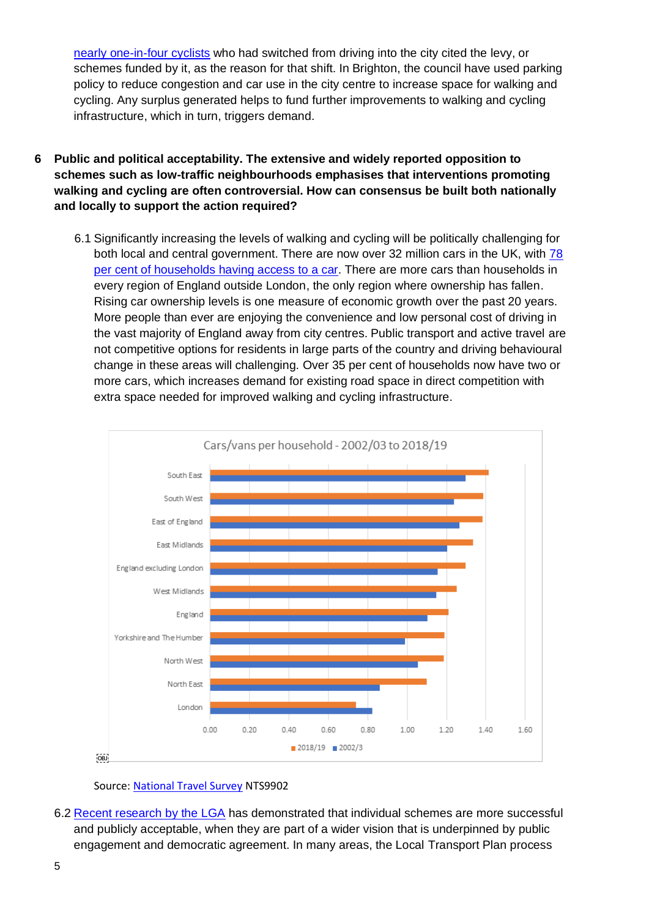nearly one-in-four cyclists who had switched from driving into the city cited the levy, or schemes funded by it, as the reason for that shift. In Brighton, the council have used parking policy to reduce congestion and car use in the city centre to increase space for walking and cycling. Any surplus generated helps to fund further improvements to walking and cycling infrastructure, which in turn, triggers demand.

**6 Public and political acceptability. The extensive and widely reported opposition to schemes such as low-traffic neighbourhoods emphasises that interventions promoting walking and cycling are often controversial. How can consensus be built both nationally and locally to support the action required?**

6.1 Significantly increasing the levels of walking and cycling will be politically challenging for both local and central government. There are now over 32 million cars in the UK, with 78 per cent of households having access to a car. There are more cars than households in every region of England outside London, the only region where ownership has fallen. Rising car ownership levels is one measure of economic growth over the past 20 years. More people than ever are enjoying the convenience and low personal cost of driving in the vast majority of England away from city centres. Public transport and active travel are not competitive options for residents in large parts of the country and driving behavioural change in these areas will challenging. Over 35 per cent of households now have two or more cars, which increases demand for existing road space in direct competition with extra space needed for improved walking and cycling infrastructure.

Cars/vans per household - 2002/03 to 2018/19

| Region | 2018/19 | 2002/3 |
|---|---|---|
| South East | 1.41 | 1.29 |
| South West | 1.38 | 1.23 |
| East of England | 1.38 | 1.26 |
| East Midlands | 1.33 | 1.20 |
| England excluding London | 1.29 | 1.15 |
| West Midlands | 1.25 | 1.14 |
| England | 1.21 | 1.10 |
| Yorkshire and The Humber | 1.19 | 0.99 |
| North West | 1.18 | 1.05 |
| North East | 1.10 | 0.86 |
| London | 0.74 | 0.82 |

Source: National Travel Survey NTS9902

6.2 Recent research by the LGA has demonstrated that individual schemes are more successful and publicly acceptable, when they are part of a wider vision that is underpinned by public engagement and democratic agreement. In many areas, the Local Transport Plan process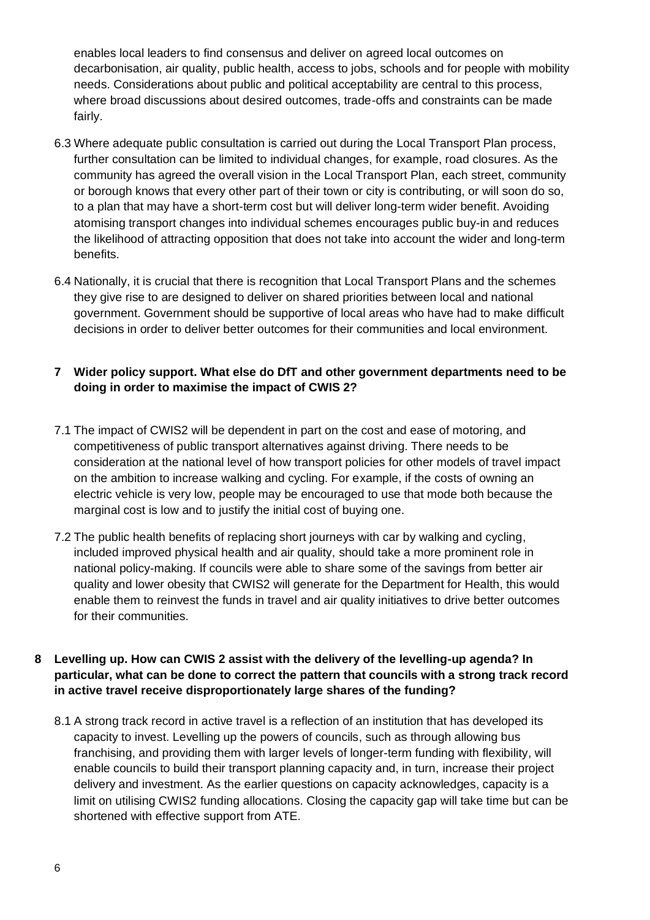enables local leaders to find consensus and deliver on agreed local outcomes on decarbonisation, air quality, public health, access to jobs, schools and for people with mobility needs. Considerations about public and political acceptability are central to this process, where broad discussions about desired outcomes, trade-offs and constraints can be made fairly.

6.3 Where adequate public consultation is carried out during the Local Transport Plan process, further consultation can be limited to individual changes, for example, road closures. As the community has agreed the overall vision in the Local Transport Plan, each street, community or borough knows that every other part of their town or city is contributing, or will soon do so, to a plan that may have a short-term cost but will deliver long-term wider benefit. Avoiding atomising transport changes into individual schemes encourages public buy-in and reduces the likelihood of attracting opposition that does not take into account the wider and long-term benefits.

6.4 Nationally, it is crucial that there is recognition that Local Transport Plans and the schemes they give rise to are designed to deliver on shared priorities between local and national government. Government should be supportive of local areas who have had to make difficult decisions in order to deliver better outcomes for their communities and local environment.

### 7 Wider policy support. What else do DfT and other government departments need to be doing in order to maximise the impact of CWIS 2?

7.1 The impact of CWIS2 will be dependent in part on the cost and ease of motoring, and competitiveness of public transport alternatives against driving. There needs to be consideration at the national level of how transport policies for other models of travel impact on the ambition to increase walking and cycling. For example, if the costs of owning an electric vehicle is very low, people may be encouraged to use that mode both because the marginal cost is low and to justify the initial cost of buying one.

7.2 The public health benefits of replacing short journeys with car by walking and cycling, included improved physical health and air quality, should take a more prominent role in national policy-making. If councils were able to share some of the savings from better air quality and lower obesity that CWIS2 will generate for the Department for Health, this would enable them to reinvest the funds in travel and air quality initiatives to drive better outcomes for their communities.

### 8 Levelling up. How can CWIS 2 assist with the delivery of the levelling-up agenda? In particular, what can be done to correct the pattern that councils with a strong track record in active travel receive disproportionately large shares of the funding?

8.1 A strong track record in active travel is a reflection of an institution that has developed its capacity to invest. Levelling up the powers of councils, such as through allowing bus franchising, and providing them with larger levels of longer-term funding with flexibility, will enable councils to build their transport planning capacity and, in turn, increase their project delivery and investment. As the earlier questions on capacity acknowledges, capacity is a limit on utilising CWIS2 funding allocations. Closing the capacity gap will take time but can be shortened with effective support from ATE.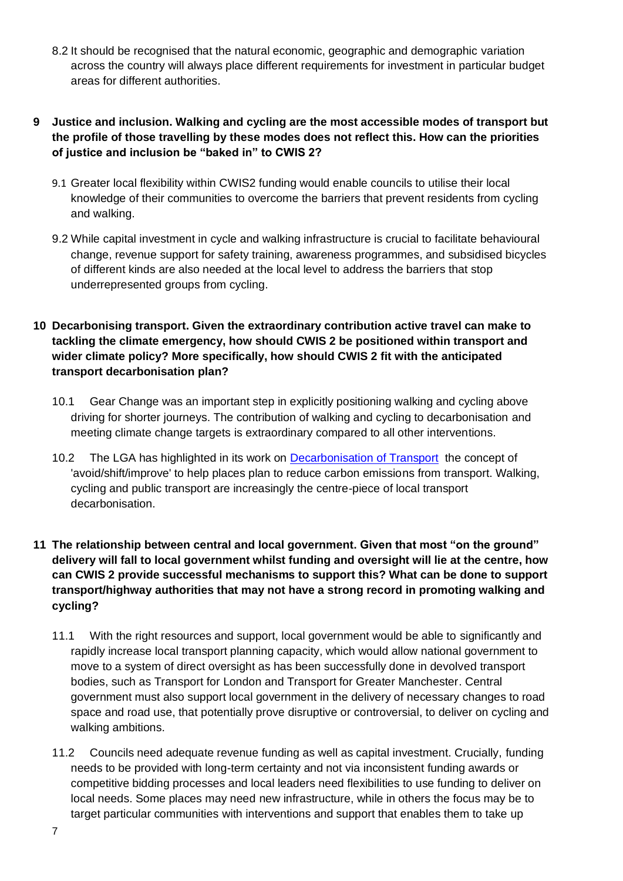8.2 It should be recognised that the natural economic, geographic and demographic variation across the country will always place different requirements for investment in particular budget areas for different authorities.

**9 Justice and inclusion. Walking and cycling are the most accessible modes of transport but the profile of those travelling by these modes does not reflect this. How can the priorities of justice and inclusion be "baked in" to CWIS 2?**

9.1 Greater local flexibility within CWIS2 funding would enable councils to utilise their local knowledge of their communities to overcome the barriers that prevent residents from cycling and walking.

9.2 While capital investment in cycle and walking infrastructure is crucial to facilitate behavioural change, revenue support for safety training, awareness programmes, and subsidised bicycles of different kinds are also needed at the local level to address the barriers that stop underrepresented groups from cycling.

**10 Decarbonising transport. Given the extraordinary contribution active travel can make to tackling the climate emergency, how should CWIS 2 be positioned within transport and wider climate policy? More specifically, how should CWIS 2 fit with the anticipated transport decarbonisation plan?**

10.1 Gear Change was an important step in explicitly positioning walking and cycling above driving for shorter journeys. The contribution of walking and cycling to decarbonisation and meeting climate change targets is extraordinary compared to all other interventions.

10.2 The LGA has highlighted in its work on Decarbonisation of Transport the concept of 'avoid/shift/improve' to help places plan to reduce carbon emissions from transport. Walking, cycling and public transport are increasingly the centre-piece of local transport decarbonisation.

**11 The relationship between central and local government. Given that most "on the ground" delivery will fall to local government whilst funding and oversight will lie at the centre, how can CWIS 2 provide successful mechanisms to support this? What can be done to support transport/highway authorities that may not have a strong record in promoting walking and cycling?**

11.1 With the right resources and support, local government would be able to significantly and rapidly increase local transport planning capacity, which would allow national government to move to a system of direct oversight as has been successfully done in devolved transport bodies, such as Transport for London and Transport for Greater Manchester. Central government must also support local government in the delivery of necessary changes to road space and road use, that potentially prove disruptive or controversial, to deliver on cycling and walking ambitions.

11.2 Councils need adequate revenue funding as well as capital investment. Crucially, funding needs to be provided with long-term certainty and not via inconsistent funding awards or competitive bidding processes and local leaders need flexibilities to use funding to deliver on local needs. Some places may need new infrastructure, while in others the focus may be to target particular communities with interventions and support that enables them to take up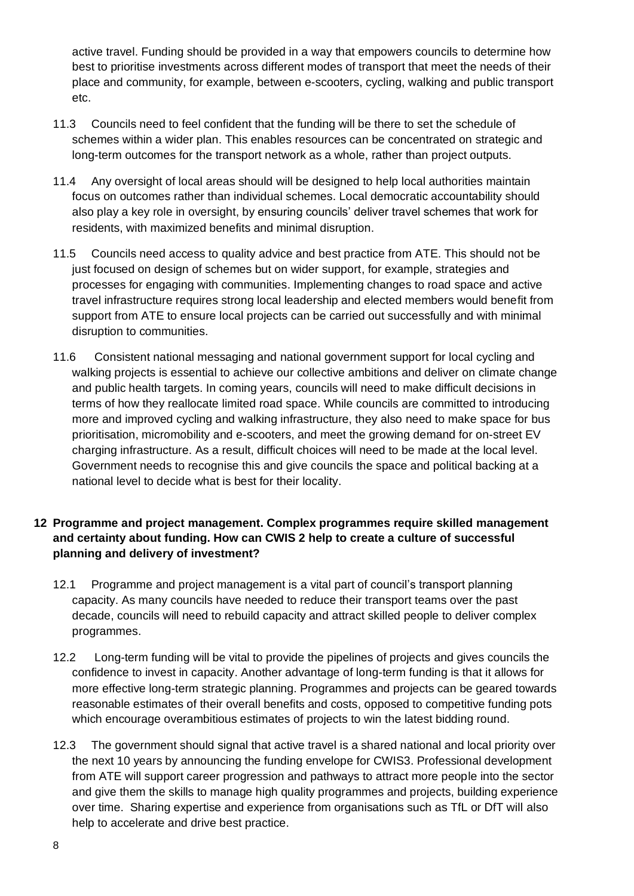active travel. Funding should be provided in a way that empowers councils to determine how best to prioritise investments across different modes of transport that meet the needs of their place and community, for example, between e-scooters, cycling, walking and public transport etc.

11.3 Councils need to feel confident that the funding will be there to set the schedule of schemes within a wider plan. This enables resources can be concentrated on strategic and long-term outcomes for the transport network as a whole, rather than project outputs.

11.4 Any oversight of local areas should will be designed to help local authorities maintain focus on outcomes rather than individual schemes. Local democratic accountability should also play a key role in oversight, by ensuring councils' deliver travel schemes that work for residents, with maximized benefits and minimal disruption.

11.5 Councils need access to quality advice and best practice from ATE. This should not be just focused on design of schemes but on wider support, for example, strategies and processes for engaging with communities. Implementing changes to road space and active travel infrastructure requires strong local leadership and elected members would benefit from support from ATE to ensure local projects can be carried out successfully and with minimal disruption to communities.

11.6 Consistent national messaging and national government support for local cycling and walking projects is essential to achieve our collective ambitions and deliver on climate change and public health targets. In coming years, councils will need to make difficult decisions in terms of how they reallocate limited road space. While councils are committed to introducing more and improved cycling and walking infrastructure, they also need to make space for bus prioritisation, micromobility and e-scooters, and meet the growing demand for on-street EV charging infrastructure. As a result, difficult choices will need to be made at the local level. Government needs to recognise this and give councils the space and political backing at a national level to decide what is best for their locality.

**12 Programme and project management. Complex programmes require skilled management and certainty about funding. How can CWIS 2 help to create a culture of successful planning and delivery of investment?**

12.1 Programme and project management is a vital part of council's transport planning capacity. As many councils have needed to reduce their transport teams over the past decade, councils will need to rebuild capacity and attract skilled people to deliver complex programmes.

12.2 Long-term funding will be vital to provide the pipelines of projects and gives councils the confidence to invest in capacity. Another advantage of long-term funding is that it allows for more effective long-term strategic planning. Programmes and projects can be geared towards reasonable estimates of their overall benefits and costs, opposed to competitive funding pots which encourage overambitious estimates of projects to win the latest bidding round.

12.3 The government should signal that active travel is a shared national and local priority over the next 10 years by announcing the funding envelope for CWIS3. Professional development from ATE will support career progression and pathways to attract more people into the sector and give them the skills to manage high quality programmes and projects, building experience over time. Sharing expertise and experience from organisations such as TfL or DfT will also help to accelerate and drive best practice.